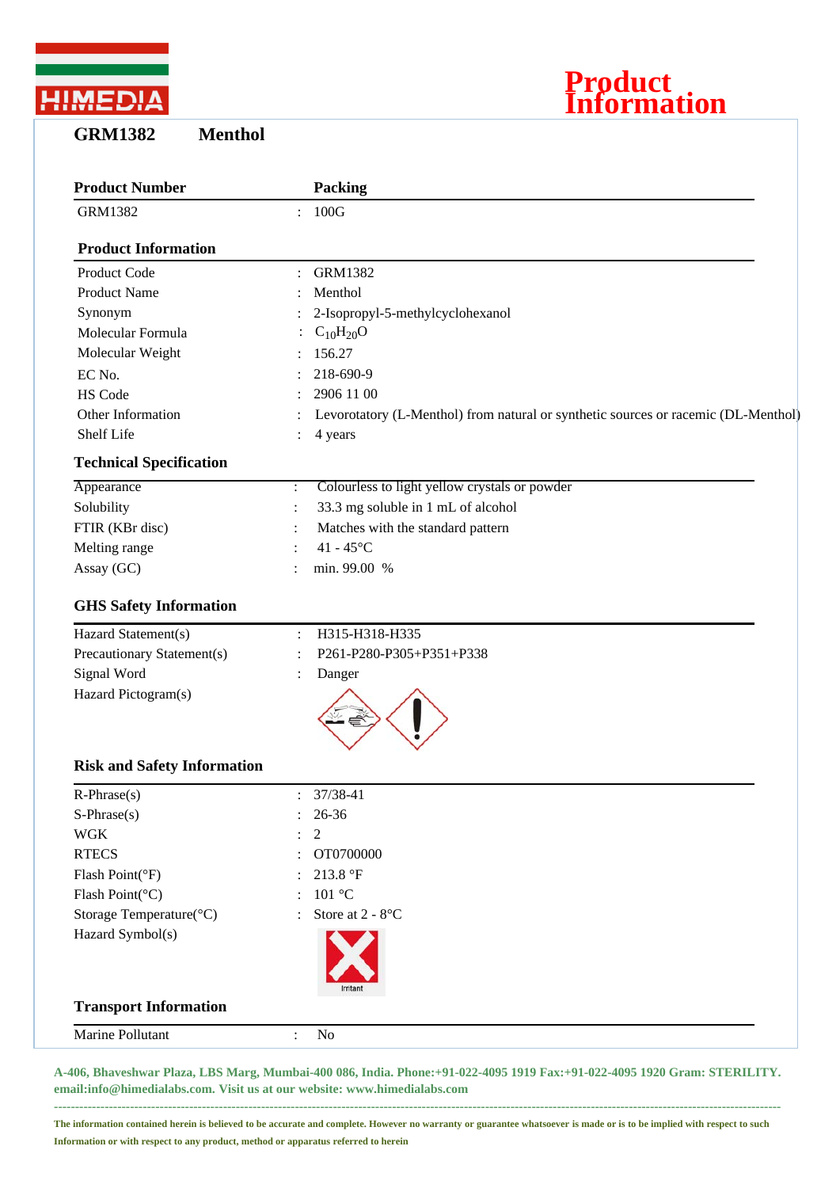HIMEDIA

# Product Information

## GRM1382 Menthol

| Product Number | | Packing |
|---|---|---|
| GRM1382 | : | 100G |

### Product Information

| | | |
|---|---|---|
| Product Code | : | GRM1382 |
| Product Name | : | Menthol |
| Synonym | : | 2-Isopropyl-5-methylcyclohexanol |
| Molecular Formula | : | $C_{10}H_{20}O$ |
| Molecular Weight | : | 156.27 |
| EC No. | : | 218-690-9 |
| HS Code | : | 2906 11 00 |
| Other Information | : | Levorotatory (L-Menthol) from natural or synthetic sources or racemic (DL-Menthol) |
| Shelf Life | : | 4 years |

### Technical Specification

| | | |
|---|---|---|
| Appearance | : | Colourless to light yellow crystals or powder |
| Solubility | : | 33.3 mg soluble in 1 mL of alcohol |
| FTIR (KBr disc) | : | Matches with the standard pattern |
| Melting range | : | 41 - 45°C |
| Assay (GC) | : | min. 99.00 % |

### GHS Safety Information

| | | |
|---|---|---|
| Hazard Statement(s) | : | H315-H318-H335 |
| Precautionary Statement(s) | : | P261-P280-P305+P351+P338 |
| Signal Word | : | Danger |
| Hazard Pictogram(s) | | |

### Risk and Safety Information

| | | |
|---|---|---|
| R-Phrase(s) | : | 37/38-41 |
| S-Phrase(s) | : | 26-36 |
| WGK | : | 2 |
| RTECS | : | OT0700000 |
| Flash Point(°F) | : | 213.8 °F |
| Flash Point(°C) | : | 101 °C |
| Storage Temperature(°C) | : | Store at 2 - 8°C |
| Hazard Symbol(s) | | Irritant |

### Transport Information

| | | |
|---|---|---|
| Marine Pollutant | : | No |

**A-406, Bhaveshwar Plaza, LBS Marg, Mumbai-400 086, India. Phone:+91-022-4095 1919 Fax:+91-022-4095 1920 Gram: STERILITY. email:info@himedialabs.com. Visit us at our website: www.himedialabs.com**

**The information contained herein is believed to be accurate and complete. However no warranty or guarantee whatsoever is made or is to be implied with respect to such Information or with respect to any product, method or apparatus referred to herein**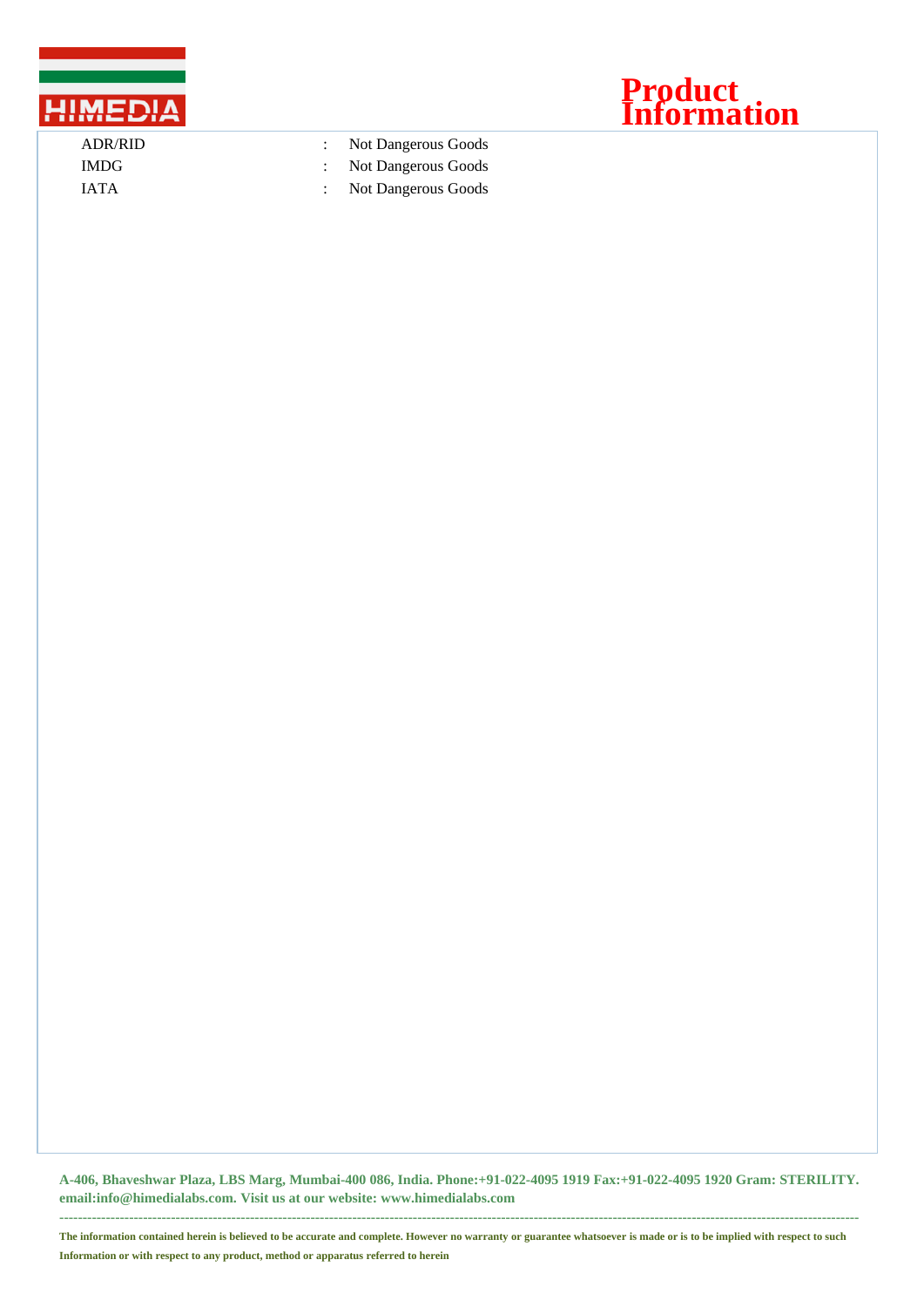| | | |
|---|---|---|
| ADR/RID | : | Not Dangerous Goods |
| IMDG | : | Not Dangerous Goods |
| IATA | : | Not Dangerous Goods |

**A-406, Bhaveshwar Plaza, LBS Marg, Mumbai-400 086, India. Phone:+91-022-4095 1919 Fax:+91-022-4095 1920 Gram: STERILITY. email:info@himedialabs.com. Visit us at our website: www.himedialabs.com**

**The information contained herein is believed to be accurate and complete. However no warranty or guarantee whatsoever is made or is to be implied with respect to such Information or with respect to any product, method or apparatus referred to herein**